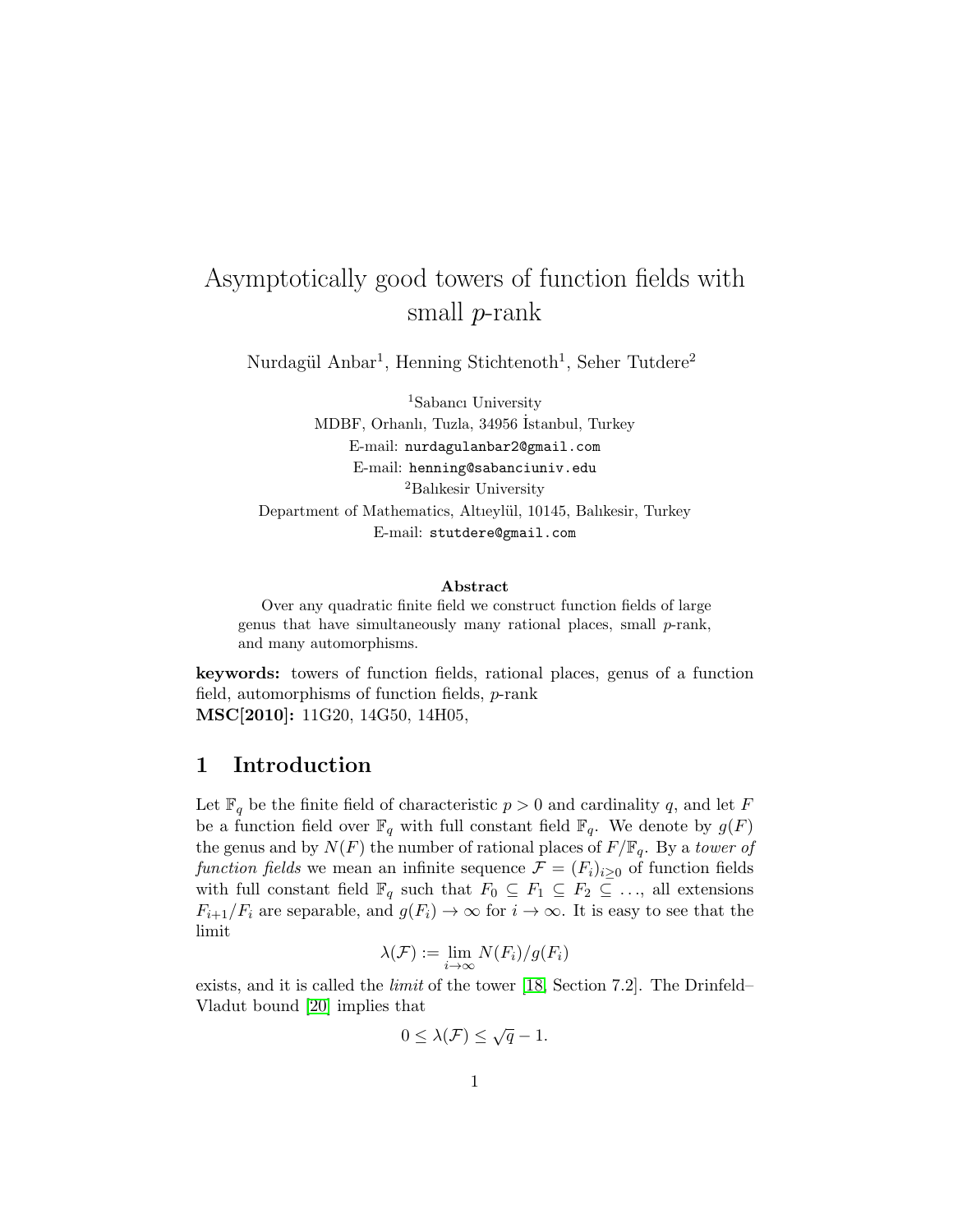# Asymptotically good towers of function fields with small $p$-rank

Nurdagül Anbar[1], Henning Stichtenoth[1], Seher Tutdere[2]

[1]Sabancı University
MDBF, Orhanlı, Tuzla, 34956 İstanbul, Turkey
E-mail: nurdagulanbar2@gmail.com
E-mail: henning@sabanciuniv.edu
[2]Balıkesir University
Department of Mathematics, Altıeylül, 10145, Balıkesir, Turkey
E-mail: stutdere@gmail.com

**Abstract**

Over any quadratic finite field we construct function fields of large genus that have simultaneously many rational places, small $p$-rank, and many automorphisms.

**keywords:** towers of function fields, rational places, genus of a function field, automorphisms of function fields, $p$-rank
**MSC[2010]:** 11G20, 14G50, 14H05,

## 1 Introduction

Let $\mathbb{F}_q$ be the finite field of characteristic $p > 0$ and cardinality $q$, and let $F$ be a function field over $\mathbb{F}_q$ with full constant field $\mathbb{F}_q$. We denote by $g(F)$ the genus and by $N(F)$ the number of rational places of $F/\mathbb{F}_q$. By a *tower of function fields* we mean an infinite sequence $\mathcal{F} = (F_i)_{i\geq 0}$ of function fields with full constant field $\mathbb{F}_q$ such that $F_0 \subseteq F_1 \subseteq F_2 \subseteq \ldots$, all extensions $F_{i+1}/F_i$ are separable, and $g(F_i) \to \infty$ for $i \to \infty$. It is easy to see that the limit

$$\lambda(\mathcal{F}) := \lim_{i\to\infty} N(F_i)/g(F_i)$$

exists, and it is called the *limit* of the tower [18, Section 7.2]. The Drinfeld–Vladut bound [20] implies that

$$0 \leq \lambda(\mathcal{F}) \leq \sqrt{q} - 1.$$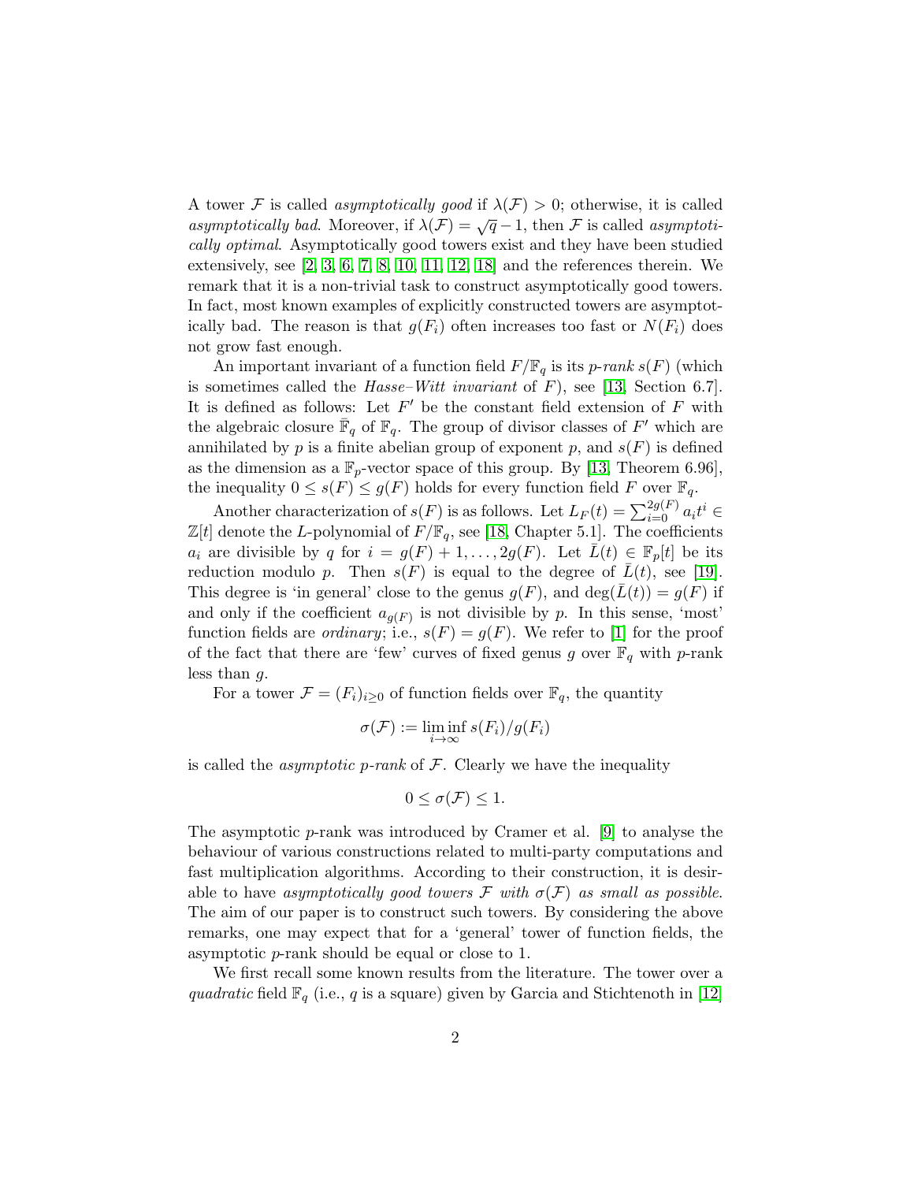A tower $\mathcal{F}$ is called *asymptotically good* if $\lambda(\mathcal{F}) > 0$; otherwise, it is called *asymptotically bad*. Moreover, if $\lambda(\mathcal{F}) = \sqrt{q} - 1$, then $\mathcal{F}$ is called *asymptotically optimal*. Asymptotically good towers exist and they have been studied extensively, see [2, 3, 6, 7, 8, 10, 11, 12, 18] and the references therein. We remark that it is a non-trivial task to construct asymptotically good towers. In fact, most known examples of explicitly constructed towers are asymptotically bad. The reason is that $g(F_i)$ often increases too fast or $N(F_i)$ does not grow fast enough.

An important invariant of a function field $F/\mathbb{F}_q$ is its *p-rank* $s(F)$ (which is sometimes called the *Hasse–Witt invariant* of $F$), see [13, Section 6.7]. It is defined as follows: Let $F'$ be the constant field extension of $F$ with the algebraic closure $\bar{\mathbb{F}}_q$ of $\mathbb{F}_q$. The group of divisor classes of $F'$ which are annihilated by $p$ is a finite abelian group of exponent $p$, and $s(F)$ is defined as the dimension as a $\mathbb{F}_p$-vector space of this group. By [13, Theorem 6.96], the inequality $0 \le s(F) \le g(F)$ holds for every function field $F$ over $\mathbb{F}_q$.

Another characterization of $s(F)$ is as follows. Let $L_F(t) = \sum_{i=0}^{2g(F)} a_i t^i \in \mathbb{Z}[t]$ denote the $L$-polynomial of $F/\mathbb{F}_q$, see [18, Chapter 5.1]. The coefficients $a_i$ are divisible by $q$ for $i = g(F)+1, \ldots, 2g(F)$. Let $\bar{L}(t) \in \mathbb{F}_p[t]$ be its reduction modulo $p$. Then $s(F)$ is equal to the degree of $\bar{L}(t)$, see [19]. This degree is 'in general' close to the genus $g(F)$, and $\deg(\bar{L}(t)) = g(F)$ if and only if the coefficient $a_{g(F)}$ is not divisible by $p$. In this sense, 'most' function fields are *ordinary*; i.e., $s(F) = g(F)$. We refer to [1] for the proof of the fact that there are 'few' curves of fixed genus $g$ over $\mathbb{F}_q$ with $p$-rank less than $g$.

For a tower $\mathcal{F} = (F_i)_{i \ge 0}$ of function fields over $\mathbb{F}_q$, the quantity

$$\sigma(\mathcal{F}) := \liminf_{i \to \infty} s(F_i)/g(F_i)$$

is called the *asymptotic p-rank* of $\mathcal{F}$. Clearly we have the inequality

$$0 \le \sigma(\mathcal{F}) \le 1.$$

The asymptotic $p$-rank was introduced by Cramer et al. [9] to analyse the behaviour of various constructions related to multi-party computations and fast multiplication algorithms. According to their construction, it is desirable to have *asymptotically good towers $\mathcal{F}$ with $\sigma(\mathcal{F})$ as small as possible*. The aim of our paper is to construct such towers. By considering the above remarks, one may expect that for a 'general' tower of function fields, the asymptotic $p$-rank should be equal or close to 1.

We first recall some known results from the literature. The tower over a *quadratic* field $\mathbb{F}_q$ (i.e., $q$ is a square) given by Garcia and Stichtenoth in [12]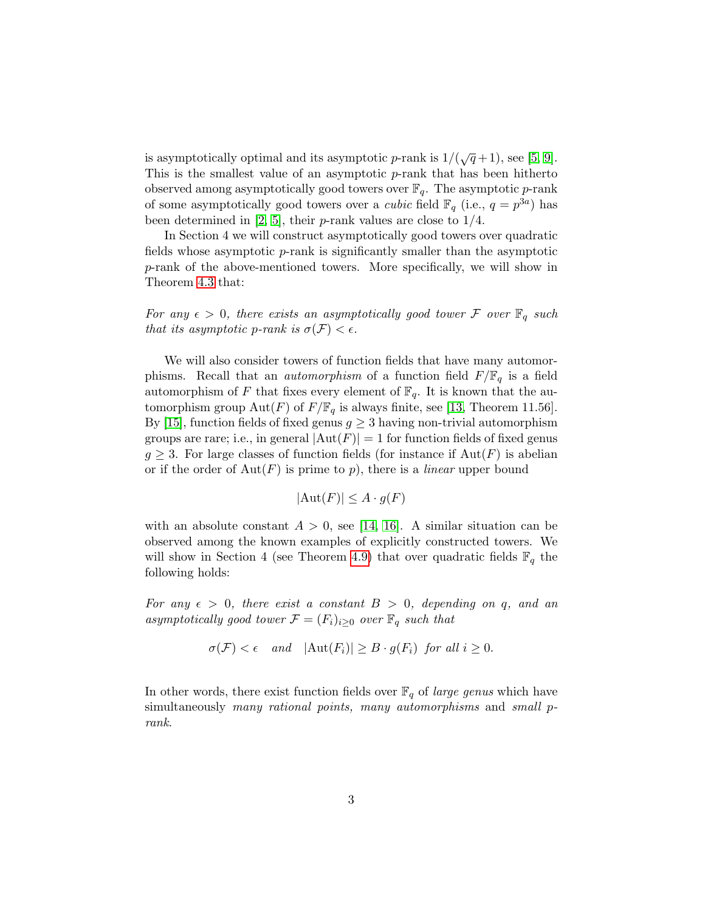is asymptotically optimal and its asymptotic $p$-rank is $1/(\sqrt{q}+1)$, see [5, 9]. This is the smallest value of an asymptotic $p$-rank that has been hitherto observed among asymptotically good towers over $\mathbb{F}_q$. The asymptotic $p$-rank of some asymptotically good towers over a *cubic* field $\mathbb{F}_q$ (i.e., $q = p^{3a}$) has been determined in [2, 5], their $p$-rank values are close to $1/4$.

In Section 4 we will construct asymptotically good towers over quadratic fields whose asymptotic $p$-rank is significantly smaller than the asymptotic $p$-rank of the above-mentioned towers. More specifically, we will show in Theorem 4.3 that:

*For any $\epsilon > 0$, there exists an asymptotically good tower $\mathcal{F}$ over $\mathbb{F}_q$ such that its asymptotic $p$-rank is $\sigma(\mathcal{F}) < \epsilon$.*

We will also consider towers of function fields that have many automorphisms. Recall that an *automorphism* of a function field $F/\mathbb{F}_q$ is a field automorphism of $F$ that fixes every element of $\mathbb{F}_q$. It is known that the automorphism group $\mathrm{Aut}(F)$ of $F/\mathbb{F}_q$ is always finite, see [13, Theorem 11.56]. By [15], function fields of fixed genus $g \geq 3$ having non-trivial automorphism groups are rare; i.e., in general $|\mathrm{Aut}(F)| = 1$ for function fields of fixed genus $g \geq 3$. For large classes of function fields (for instance if $\mathrm{Aut}(F)$ is abelian or if the order of $\mathrm{Aut}(F)$ is prime to $p$), there is a *linear* upper bound

$$|\mathrm{Aut}(F)| \leq A \cdot g(F)$$

with an absolute constant $A > 0$, see [14, 16]. A similar situation can be observed among the known examples of explicitly constructed towers. We will show in Section 4 (see Theorem 4.9) that over quadratic fields $\mathbb{F}_q$ the following holds:

*For any $\epsilon > 0$, there exist a constant $B > 0$, depending on $q$, and an asymptotically good tower $\mathcal{F} = (F_i)_{i \geq 0}$ over $\mathbb{F}_q$ such that*

$$\sigma(\mathcal{F}) < \epsilon \quad \textit{and} \quad |\mathrm{Aut}(F_i)| \geq B \cdot g(F_i) \ \textit{ for all } i \geq 0.$$

In other words, there exist function fields over $\mathbb{F}_q$ of *large genus* which have simultaneously *many rational points, many automorphisms* and *small $p$-rank*.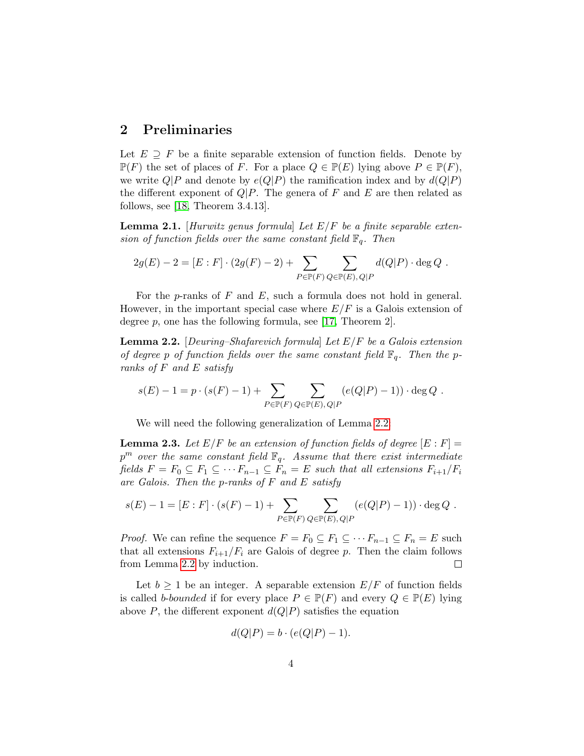## 2 Preliminaries

Let $E \supseteq F$ be a finite separable extension of function fields. Denote by $\mathbb{P}(F)$ the set of places of $F$. For a place $Q \in \mathbb{P}(E)$ lying above $P \in \mathbb{P}(F)$, we write $Q|P$ and denote by $e(Q|P)$ the ramification index and by $d(Q|P)$ the different exponent of $Q|P$. The genera of $F$ and $E$ are then related as follows, see [18, Theorem 3.4.13].

**Lemma 2.1.** [*Hurwitz genus formula*] *Let $E/F$ be a finite separable extension of function fields over the same constant field $\mathbb{F}_q$. Then*

$$2g(E) - 2 = [E : F] \cdot (2g(F) - 2) + \sum_{P \in \mathbb{P}(F)} \sum_{Q \in \mathbb{P}(E),\, Q|P} d(Q|P) \cdot \deg Q \ .$$

For the $p$-ranks of $F$ and $E$, such a formula does not hold in general. However, in the important special case where $E/F$ is a Galois extension of degree $p$, one has the following formula, see [17, Theorem 2].

**Lemma 2.2.** [*Deuring–Shafarevich formula*] *Let $E/F$ be a Galois extension of degree $p$ of function fields over the same constant field $\mathbb{F}_q$. Then the $p$-ranks of $F$ and $E$ satisfy*

$$s(E) - 1 = p \cdot (s(F) - 1) + \sum_{P \in \mathbb{P}(F)} \sum_{Q \in \mathbb{P}(E),\, Q|P} (e(Q|P) - 1)) \cdot \deg Q \ .$$

We will need the following generalization of Lemma 2.2.

**Lemma 2.3.** *Let $E/F$ be an extension of function fields of degree $[E : F] = p^m$ over the same constant field $\mathbb{F}_q$. Assume that there exist intermediate fields $F = F_0 \subseteq F_1 \subseteq \cdots F_{n-1} \subseteq F_n = E$ such that all extensions $F_{i+1}/F_i$ are Galois. Then the $p$-ranks of $F$ and $E$ satisfy*

$$s(E) - 1 = [E : F] \cdot (s(F) - 1) + \sum_{P \in \mathbb{P}(F)} \sum_{Q \in \mathbb{P}(E),\, Q|P} (e(Q|P) - 1)) \cdot \deg Q \ .$$

*Proof.* We can refine the sequence $F = F_0 \subseteq F_1 \subseteq \cdots F_{n-1} \subseteq F_n = E$ such that all extensions $F_{i+1}/F_i$ are Galois of degree $p$. Then the claim follows from Lemma 2.2 by induction. □

Let $b \geq 1$ be an integer. A separable extension $E/F$ of function fields is called *$b$-bounded* if for every place $P \in \mathbb{P}(F)$ and every $Q \in \mathbb{P}(E)$ lying above $P$, the different exponent $d(Q|P)$ satisfies the equation

$$d(Q|P) = b \cdot (e(Q|P) - 1).$$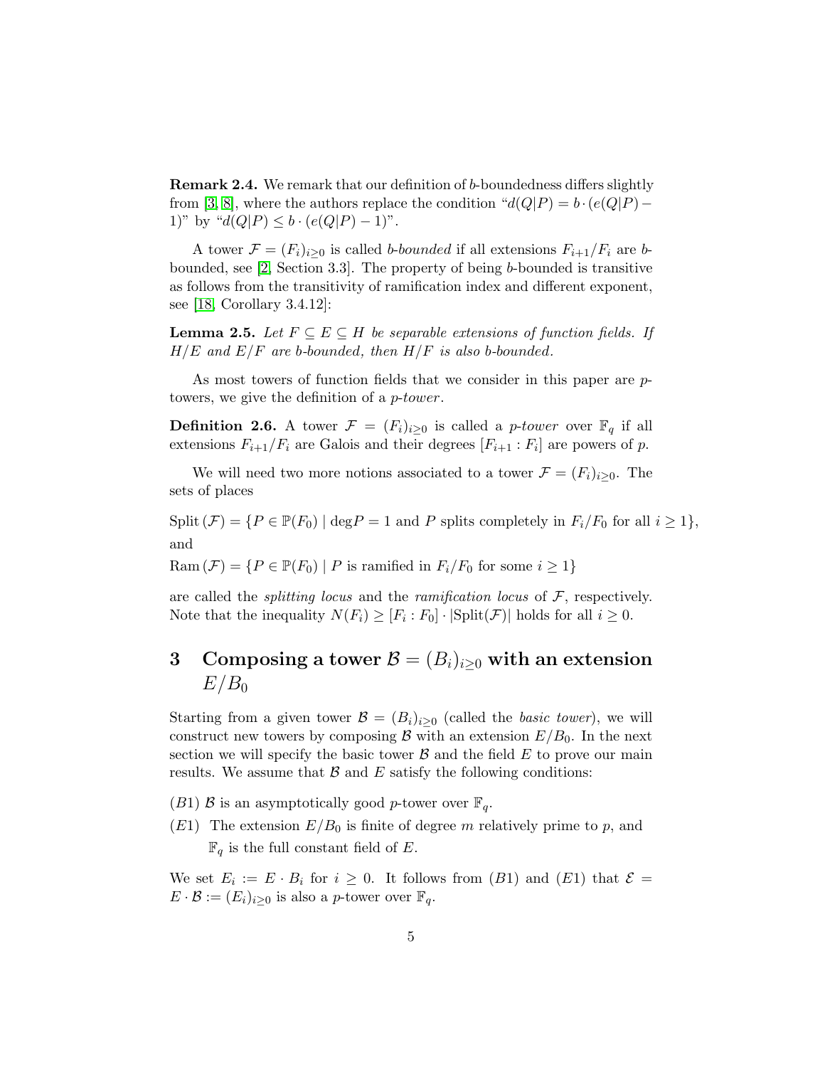**Remark 2.4.** We remark that our definition of $b$-boundedness differs slightly from [3, 8], where the authors replace the condition "$d(Q|P) = b \cdot (e(Q|P) - 1)$" by "$d(Q|P) \leq b \cdot (e(Q|P) - 1)$".

A tower $\mathcal{F} = (F_i)_{i \geq 0}$ is called *$b$-bounded* if all extensions $F_{i+1}/F_i$ are $b$-bounded, see [2, Section 3.3]. The property of being $b$-bounded is transitive as follows from the transitivity of ramification index and different exponent, see [18, Corollary 3.4.12]:

**Lemma 2.5.** *Let $F \subseteq E \subseteq H$ be separable extensions of function fields. If $H/E$ and $E/F$ are $b$-bounded, then $H/F$ is also $b$-bounded.*

As most towers of function fields that we consider in this paper are $p$-towers, we give the definition of a *$p$-tower*.

**Definition 2.6.** A tower $\mathcal{F} = (F_i)_{i \geq 0}$ is called a *$p$-tower* over $\mathbb{F}_q$ if all extensions $F_{i+1}/F_i$ are Galois and their degrees $[F_{i+1} : F_i]$ are powers of $p$.

We will need two more notions associated to a tower $\mathcal{F} = (F_i)_{i \geq 0}$. The sets of places

$$\text{Split}(\mathcal{F}) = \{P \in \mathbb{P}(F_0) \mid \deg P = 1 \text{ and } P \text{ splits completely in } F_i/F_0 \text{ for all } i \geq 1\},$$

and

$$\text{Ram}(\mathcal{F}) = \{P \in \mathbb{P}(F_0) \mid P \text{ is ramified in } F_i/F_0 \text{ for some } i \geq 1\}$$

are called the *splitting locus* and the *ramification locus* of $\mathcal{F}$, respectively. Note that the inequality $N(F_i) \geq [F_i : F_0] \cdot |\text{Split}(\mathcal{F})|$ holds for all $i \geq 0$.

# 3 Composing a tower $\mathcal{B} = (B_i)_{i \geq 0}$ with an extension $E/B_0$

Starting from a given tower $\mathcal{B} = (B_i)_{i \geq 0}$ (called the *basic tower*), we will construct new towers by composing $\mathcal{B}$ with an extension $E/B_0$. In the next section we will specify the basic tower $\mathcal{B}$ and the field $E$ to prove our main results. We assume that $\mathcal{B}$ and $E$ satisfy the following conditions:

$(B1)$ $\mathcal{B}$ is an asymptotically good $p$-tower over $\mathbb{F}_q$.

$(E1)$ The extension $E/B_0$ is finite of degree $m$ relatively prime to $p$, and $\mathbb{F}_q$ is the full constant field of $E$.

We set $E_i := E \cdot B_i$ for $i \geq 0$. It follows from $(B1)$ and $(E1)$ that $\mathcal{E} = E \cdot \mathcal{B} := (E_i)_{i \geq 0}$ is also a $p$-tower over $\mathbb{F}_q$.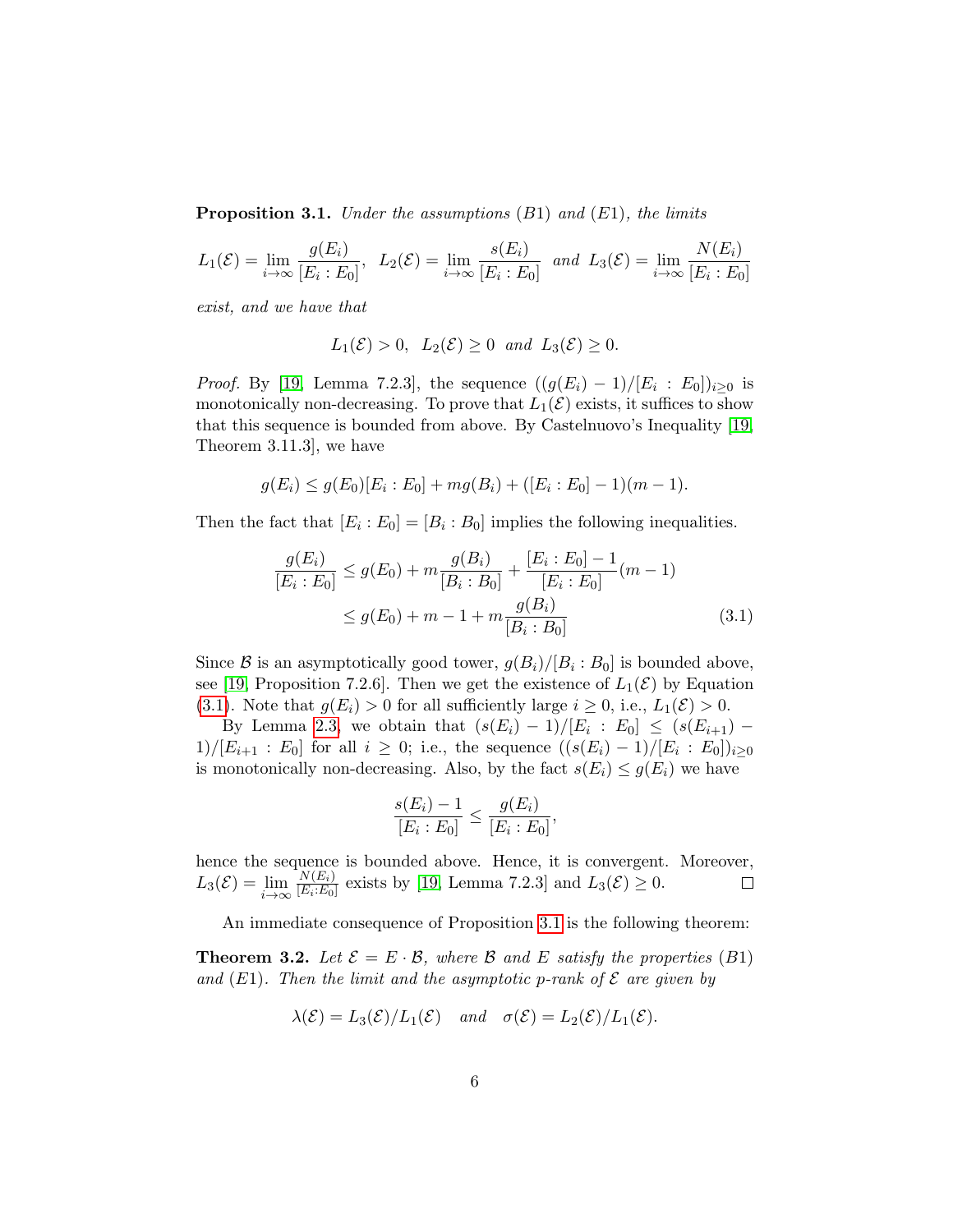**Proposition 3.1.** *Under the assumptions (B1) and (E1), the limits*

$$L_1(\mathcal{E}) = \lim_{i\to\infty} \frac{g(E_i)}{[E_i : E_0]}, \quad L_2(\mathcal{E}) = \lim_{i\to\infty} \frac{s(E_i)}{[E_i : E_0]} \quad \text{and} \quad L_3(\mathcal{E}) = \lim_{i\to\infty} \frac{N(E_i)}{[E_i : E_0]}$$

*exist, and we have that*

$$L_1(\mathcal{E}) > 0, \quad L_2(\mathcal{E}) \geq 0 \quad \text{and} \quad L_3(\mathcal{E}) \geq 0.$$

*Proof.* By [19, Lemma 7.2.3], the sequence $((g(E_i) - 1)/[E_i : E_0])_{i\geq 0}$ is monotonically non-decreasing. To prove that $L_1(\mathcal{E})$ exists, it suffices to show that this sequence is bounded from above. By Castelnuovo's Inequality [19, Theorem 3.11.3], we have

$$g(E_i) \leq g(E_0)[E_i : E_0] + mg(B_i) + ([E_i : E_0] - 1)(m - 1).$$

Then the fact that $[E_i : E_0] = [B_i : B_0]$ implies the following inequalities.

$$\begin{aligned}
\frac{g(E_i)}{[E_i : E_0]} &\leq g(E_0) + m\frac{g(B_i)}{[B_i : B_0]} + \frac{[E_i : E_0] - 1}{[E_i : E_0]}(m - 1) \\
&\leq g(E_0) + m - 1 + m\frac{g(B_i)}{[B_i : B_0]} \qquad (3.1)
\end{aligned}$$

Since $\mathcal{B}$ is an asymptotically good tower, $g(B_i)/[B_i : B_0]$ is bounded above, see [19, Proposition 7.2.6]. Then we get the existence of $L_1(\mathcal{E})$ by Equation (3.1). Note that $g(E_i) > 0$ for all sufficiently large $i \geq 0$, i.e., $L_1(\mathcal{E}) > 0$.

By Lemma 2.3, we obtain that $(s(E_i) - 1)/[E_i : E_0] \leq (s(E_{i+1}) - 1)/[E_{i+1} : E_0]$ for all $i \geq 0$; i.e., the sequence $((s(E_i) - 1)/[E_i : E_0])_{i\geq 0}$ is monotonically non-decreasing. Also, by the fact $s(E_i) \leq g(E_i)$ we have

$$\frac{s(E_i) - 1}{[E_i : E_0]} \leq \frac{g(E_i)}{[E_i : E_0]},$$

hence the sequence is bounded above. Hence, it is convergent. Moreover, $L_3(\mathcal{E}) = \lim\limits_{i\to\infty} \frac{N(E_i)}{[E_i:E_0]}$ exists by [19, Lemma 7.2.3] and $L_3(\mathcal{E}) \geq 0$. □

An immediate consequence of Proposition 3.1 is the following theorem:

**Theorem 3.2.** *Let $\mathcal{E} = E \cdot \mathcal{B}$, where $\mathcal{B}$ and $E$ satisfy the properties (B1) and (E1). Then the limit and the asymptotic p-rank of $\mathcal{E}$ are given by*

$$\lambda(\mathcal{E}) = L_3(\mathcal{E})/L_1(\mathcal{E}) \quad \text{and} \quad \sigma(\mathcal{E}) = L_2(\mathcal{E})/L_1(\mathcal{E}).$$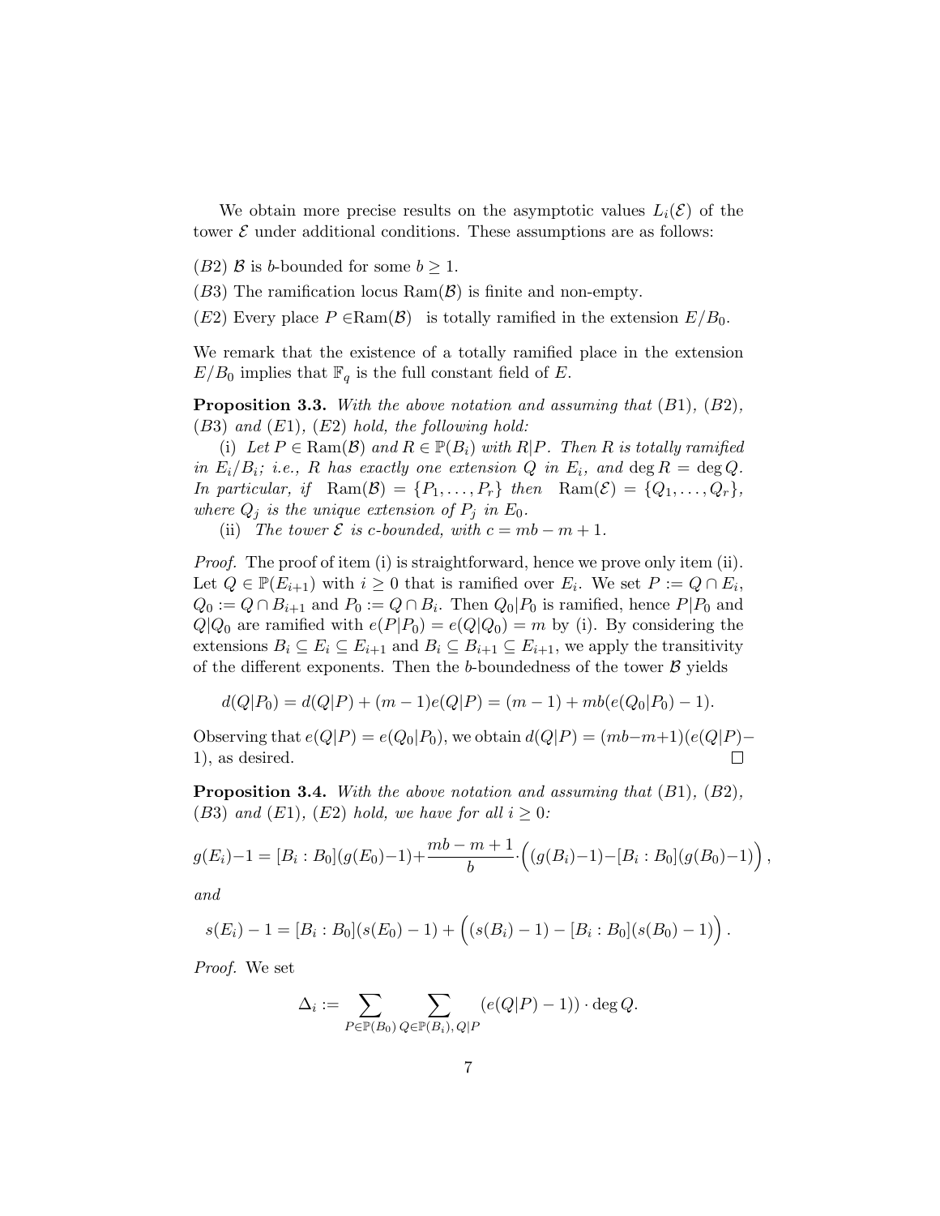We obtain more precise results on the asymptotic values $L_i(\mathcal{E})$ of the tower $\mathcal{E}$ under additional conditions. These assumptions are as follows:

$(B2)$ $\mathcal{B}$ is $b$-bounded for some $b \geq 1$.

$(B3)$ The ramification locus $\mathrm{Ram}(\mathcal{B})$ is finite and non-empty.

$(E2)$ Every place $P \in \mathrm{Ram}(\mathcal{B})$ is totally ramified in the extension $E/B_0$.

We remark that the existence of a totally ramified place in the extension $E/B_0$ implies that $\mathbb{F}_q$ is the full constant field of $E$.

**Proposition 3.3.** *With the above notation and assuming that $(B1)$, $(B2)$, $(B3)$ and $(E1)$, $(E2)$ hold, the following hold:*

(i) *Let $P \in \mathrm{Ram}(\mathcal{B})$ and $R \in \mathbb{P}(B_i)$ with $R|P$. Then $R$ is totally ramified in $E_i/B_i$; i.e., $R$ has exactly one extension $Q$ in $E_i$, and $\deg R = \deg Q$. In particular, if $\mathrm{Ram}(\mathcal{B}) = \{P_1, \ldots, P_r\}$ then $\mathrm{Ram}(\mathcal{E}) = \{Q_1, \ldots, Q_r\}$, where $Q_j$ is the unique extension of $P_j$ in $E_0$.*

(ii) *The tower $\mathcal{E}$ is $c$-bounded, with $c = mb - m + 1$.*

*Proof.* The proof of item (i) is straightforward, hence we prove only item (ii). Let $Q \in \mathbb{P}(E_{i+1})$ with $i \geq 0$ that is ramified over $E_i$. We set $P := Q \cap E_i$, $Q_0 := Q \cap B_{i+1}$ and $P_0 := Q \cap B_i$. Then $Q_0|P_0$ is ramified, hence $P|P_0$ and $Q|Q_0$ are ramified with $e(P|P_0) = e(Q|Q_0) = m$ by (i). By considering the extensions $B_i \subseteq E_i \subseteq E_{i+1}$ and $B_i \subseteq B_{i+1} \subseteq E_{i+1}$, we apply the transitivity of the different exponents. Then the $b$-boundedness of the tower $\mathcal{B}$ yields

$$d(Q|P_0) = d(Q|P) + (m-1)e(Q|P) = (m-1) + mb(e(Q_0|P_0) - 1).$$

Observing that $e(Q|P) = e(Q_0|P_0)$, we obtain $d(Q|P) = (mb-m+1)(e(Q|P)-1)$, as desired. $\square$

**Proposition 3.4.** *With the above notation and assuming that $(B1)$, $(B2)$, $(B3)$ and $(E1)$, $(E2)$ hold, we have for all $i \geq 0$:*

$$g(E_i)-1 = [B_i : B_0](g(E_0)-1)+\frac{mb-m+1}{b}\cdot\Big((g(B_i)-1)-[B_i : B_0](g(B_0)-1)\Big),$$

*and*

$$s(E_i) - 1 = [B_i : B_0](s(E_0) - 1) + \Big((s(B_i) - 1) - [B_i : B_0](s(B_0) - 1)\Big).$$

*Proof.* We set

$$\Delta_i := \sum_{P\in\mathbb{P}(B_0)} \sum_{Q\in\mathbb{P}(B_i),\, Q|P} (e(Q|P) - 1)) \cdot \deg Q.$$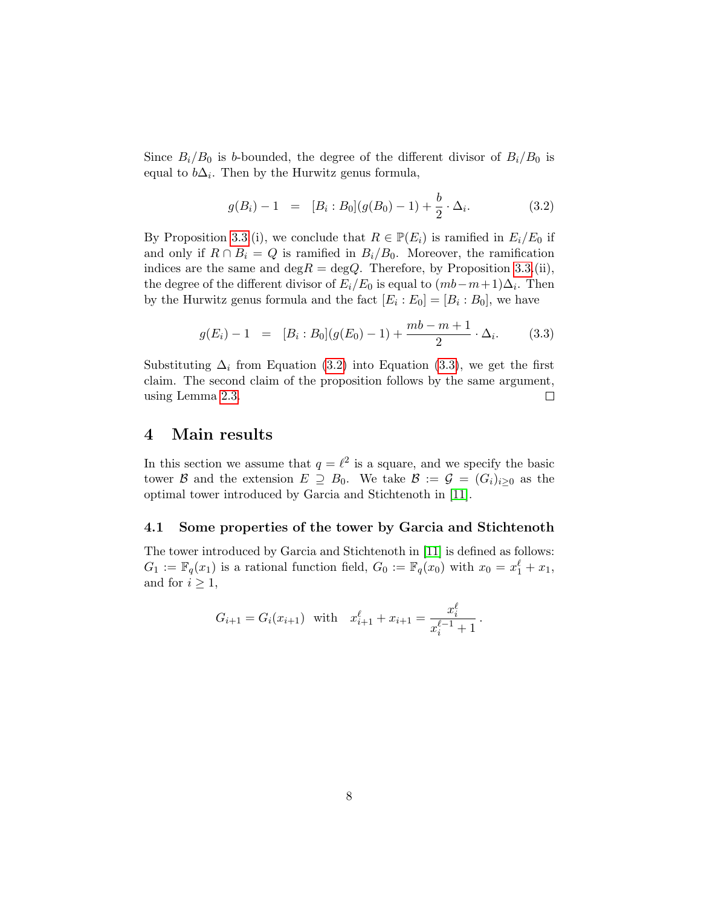Since $B_i/B_0$ is $b$-bounded, the degree of the different divisor of $B_i/B_0$ is equal to $b\Delta_i$. Then by the Hurwitz genus formula,

$$g(B_i) - 1 \;\;=\;\; [B_i : B_0](g(B_0) - 1) + \frac{b}{2} \cdot \Delta_i. \tag{3.2}$$

By Proposition 3.3 (i), we conclude that $R \in \mathbb{P}(E_i)$ is ramified in $E_i/E_0$ if and only if $R \cap B_i = Q$ is ramified in $B_i/B_0$. Moreover, the ramification indices are the same and $\deg R = \deg Q$. Therefore, by Proposition 3.3 (ii), the degree of the different divisor of $E_i/E_0$ is equal to $(mb - m + 1)\Delta_i$. Then by the Hurwitz genus formula and the fact $[E_i : E_0] = [B_i : B_0]$, we have

$$g(E_i) - 1 \;\;=\;\; [B_i : B_0](g(E_0) - 1) + \frac{mb - m + 1}{2} \cdot \Delta_i. \tag{3.3}$$

Substituting $\Delta_i$ from Equation (3.2) into Equation (3.3), we get the first claim. The second claim of the proposition follows by the same argument, using Lemma 2.3. $\square$

# 4 Main results

In this section we assume that $q = \ell^2$ is a square, and we specify the basic tower $\mathcal{B}$ and the extension $E \supseteq B_0$. We take $\mathcal{B} := \mathcal{G} = (G_i)_{i \geq 0}$ as the optimal tower introduced by Garcia and Stichtenoth in [11].

## 4.1 Some properties of the tower by Garcia and Stichtenoth

The tower introduced by Garcia and Stichtenoth in [11] is defined as follows: $G_1 := \mathbb{F}_q(x_1)$ is a rational function field, $G_0 := \mathbb{F}_q(x_0)$ with $x_0 = x_1^\ell + x_1$, and for $i \geq 1$,

$$G_{i+1} = G_i(x_{i+1}) \;\text{ with }\; x_{i+1}^\ell + x_{i+1} = \frac{x_i^\ell}{x_i^{\ell-1} + 1}\,.$$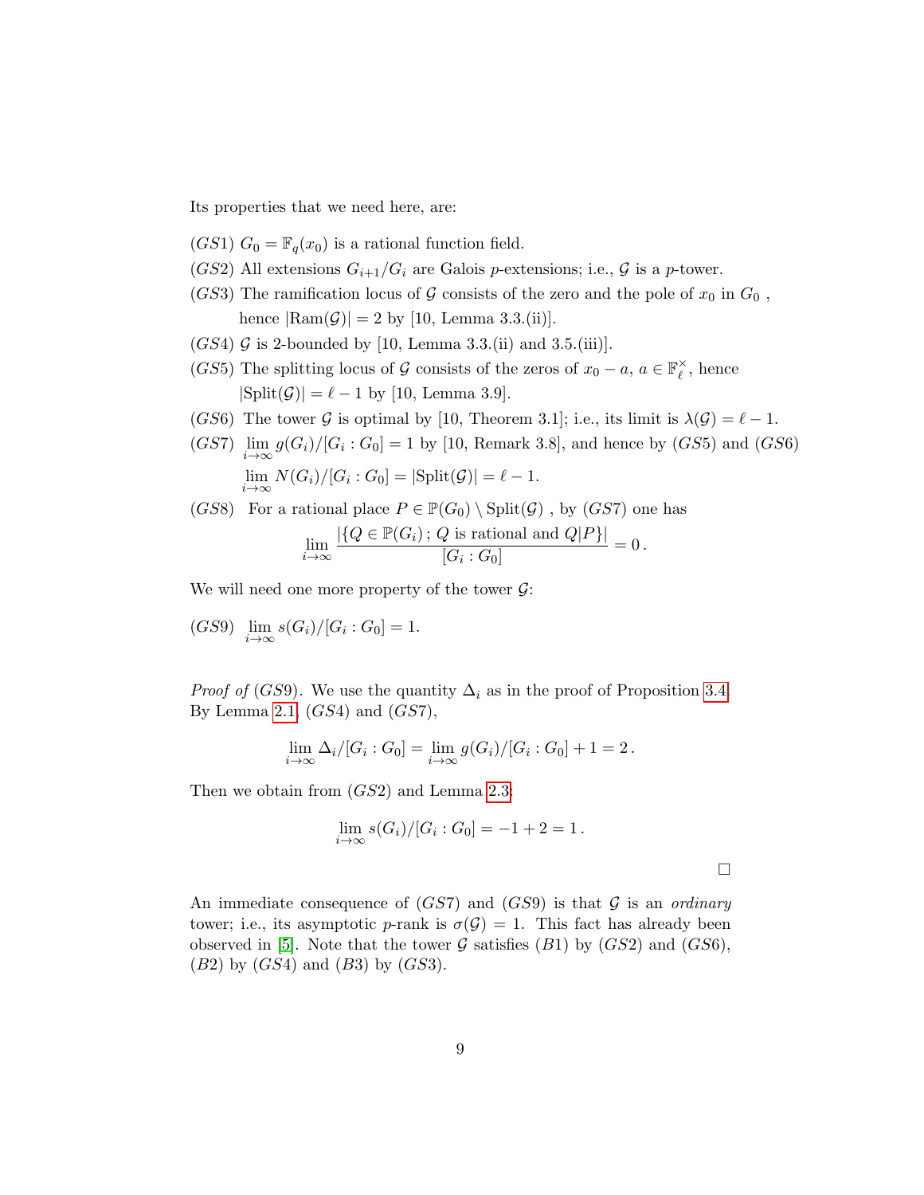Its properties that we need here, are:

$(GS1)$ $G_0 = \mathbb{F}_q(x_0)$ is a rational function field.

$(GS2)$ All extensions $G_{i+1}/G_i$ are Galois $p$-extensions; i.e., $\mathcal{G}$ is a $p$-tower.

$(GS3)$ The ramification locus of $\mathcal{G}$ consists of the zero and the pole of $x_0$ in $G_0$, hence $|\mathrm{Ram}(\mathcal{G})| = 2$ by [10, Lemma 3.3.(ii)].

$(GS4)$ $\mathcal{G}$ is 2-bounded by [10, Lemma 3.3.(ii) and 3.5.(iii)].

$(GS5)$ The splitting locus of $\mathcal{G}$ consists of the zeros of $x_0 - a$, $a \in \mathbb{F}_\ell^\times$, hence $|\mathrm{Split}(\mathcal{G})| = \ell - 1$ by [10, Lemma 3.9].

$(GS6)$ The tower $\mathcal{G}$ is optimal by [10, Theorem 3.1]; i.e., its limit is $\lambda(\mathcal{G}) = \ell - 1$.

$(GS7)$ $\lim_{i\to\infty} g(G_i)/[G_i : G_0] = 1$ by [10, Remark 3.8], and hence by $(GS5)$ and $(GS6)$ $\lim_{i\to\infty} N(G_i)/[G_i : G_0] = |\mathrm{Split}(\mathcal{G})| = \ell - 1$.

$(GS8)$ For a rational place $P \in \mathbb{P}(G_0) \setminus \mathrm{Split}(\mathcal{G})$, by $(GS7)$ one has

$$\lim_{i\to\infty} \frac{|\{Q \in \mathbb{P}(G_i)\,;\, Q \text{ is rational and } Q|P\}|}{[G_i : G_0]} = 0\,.$$

We will need one more property of the tower $\mathcal{G}$:

$(GS9)$ $\lim_{i\to\infty} s(G_i)/[G_i : G_0] = 1$.

*Proof of* $(GS9)$. We use the quantity $\Delta_i$ as in the proof of Proposition 3.4. By Lemma 2.1, $(GS4)$ and $(GS7)$,

$$\lim_{i\to\infty} \Delta_i/[G_i : G_0] = \lim_{i\to\infty} g(G_i)/[G_i : G_0] + 1 = 2\,.$$

Then we obtain from $(GS2)$ and Lemma 2.3:

$$\lim_{i\to\infty} s(G_i)/[G_i : G_0] = -1 + 2 = 1\,.$$

□

An immediate consequence of $(GS7)$ and $(GS9)$ is that $\mathcal{G}$ is an *ordinary* tower; i.e., its asymptotic $p$-rank is $\sigma(\mathcal{G}) = 1$. This fact has already been observed in [5]. Note that the tower $\mathcal{G}$ satisfies $(B1)$ by $(GS2)$ and $(GS6)$, $(B2)$ by $(GS4)$ and $(B3)$ by $(GS3)$.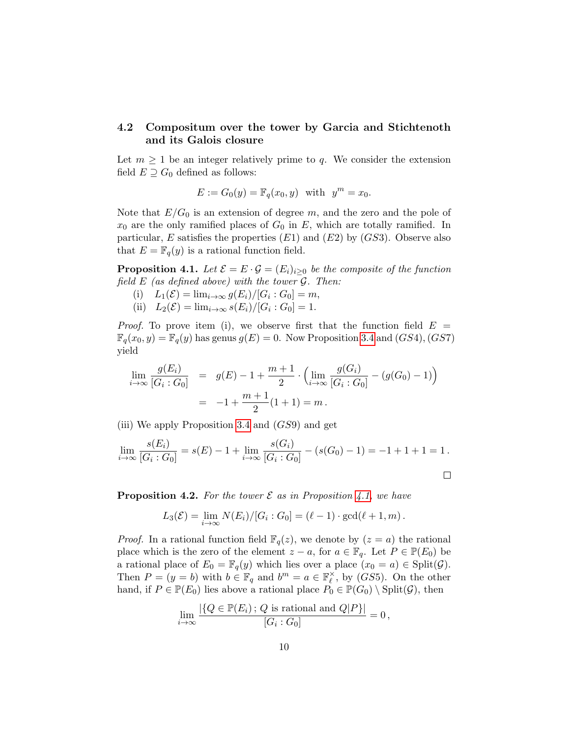### 4.2 Compositum over the tower by Garcia and Stichtenoth and its Galois closure

Let $m \geq 1$ be an integer relatively prime to $q$. We consider the extension field $E \supseteq G_0$ defined as follows:

$$E := G_0(y) = \mathbb{F}_q(x_0, y) \text{ with } y^m = x_0.$$

Note that $E/G_0$ is an extension of degree $m$, and the zero and the pole of $x_0$ are the only ramified places of $G_0$ in $E$, which are totally ramified. In particular, $E$ satisfies the properties $(E1)$ and $(E2)$ by $(GS3)$. Observe also that $E = \mathbb{F}_q(y)$ is a rational function field.

**Proposition 4.1.** *Let $\mathcal{E} = E \cdot \mathcal{G} = (E_i)_{i \geq 0}$ be the composite of the function field $E$ (as defined above) with the tower $\mathcal{G}$. Then:*

(i) $L_1(\mathcal{E}) = \lim_{i\to\infty} g(E_i)/[G_i : G_0] = m$,

(ii) $L_2(\mathcal{E}) = \lim_{i\to\infty} s(E_i)/[G_i : G_0] = 1$.

*Proof.* To prove item (i), we observe first that the function field $E = \mathbb{F}_q(x_0, y) = \mathbb{F}_q(y)$ has genus $g(E) = 0$. Now Proposition 3.4 and $(GS4)$, $(GS7)$ yield

$$\begin{aligned}
\lim_{i\to\infty} \frac{g(E_i)}{[G_i : G_0]} &= g(E) - 1 + \frac{m+1}{2} \cdot \left( \lim_{i\to\infty} \frac{g(G_i)}{[G_i : G_0]} - (g(G_0) - 1) \right) \\
&= -1 + \frac{m+1}{2}(1+1) = m\,.
\end{aligned}$$

(iii) We apply Proposition 3.4 and $(GS9)$ and get

$$\lim_{i\to\infty} \frac{s(E_i)}{[G_i : G_0]} = s(E) - 1 + \lim_{i\to\infty} \frac{s(G_i)}{[G_i : G_0]} - (s(G_0) - 1) = -1 + 1 + 1 = 1\,.$$

□

**Proposition 4.2.** *For the tower $\mathcal{E}$ as in Proposition 4.1, we have*

$$L_3(\mathcal{E}) = \lim_{i\to\infty} N(E_i)/[G_i : G_0] = (\ell - 1) \cdot \gcd(\ell + 1, m)\,.$$

*Proof.* In a rational function field $\mathbb{F}_q(z)$, we denote by $(z = a)$ the rational place which is the zero of the element $z - a$, for $a \in \mathbb{F}_q$. Let $P \in \mathbb{P}(E_0)$ be a rational place of $E_0 = \mathbb{F}_q(y)$ which lies over a place $(x_0 = a) \in \mathrm{Split}(\mathcal{G})$. Then $P = (y = b)$ with $b \in \mathbb{F}_q$ and $b^m = a \in \mathbb{F}_\ell^\times$, by $(GS5)$. On the other hand, if $P \in \mathbb{P}(E_0)$ lies above a rational place $P_0 \in \mathbb{P}(G_0) \setminus \mathrm{Split}(\mathcal{G})$, then

$$\lim_{i\to\infty} \frac{|\{Q \in \mathbb{P}(E_i)\,;\, Q \text{ is rational and } Q|P\}|}{[G_i : G_0]} = 0\,,$$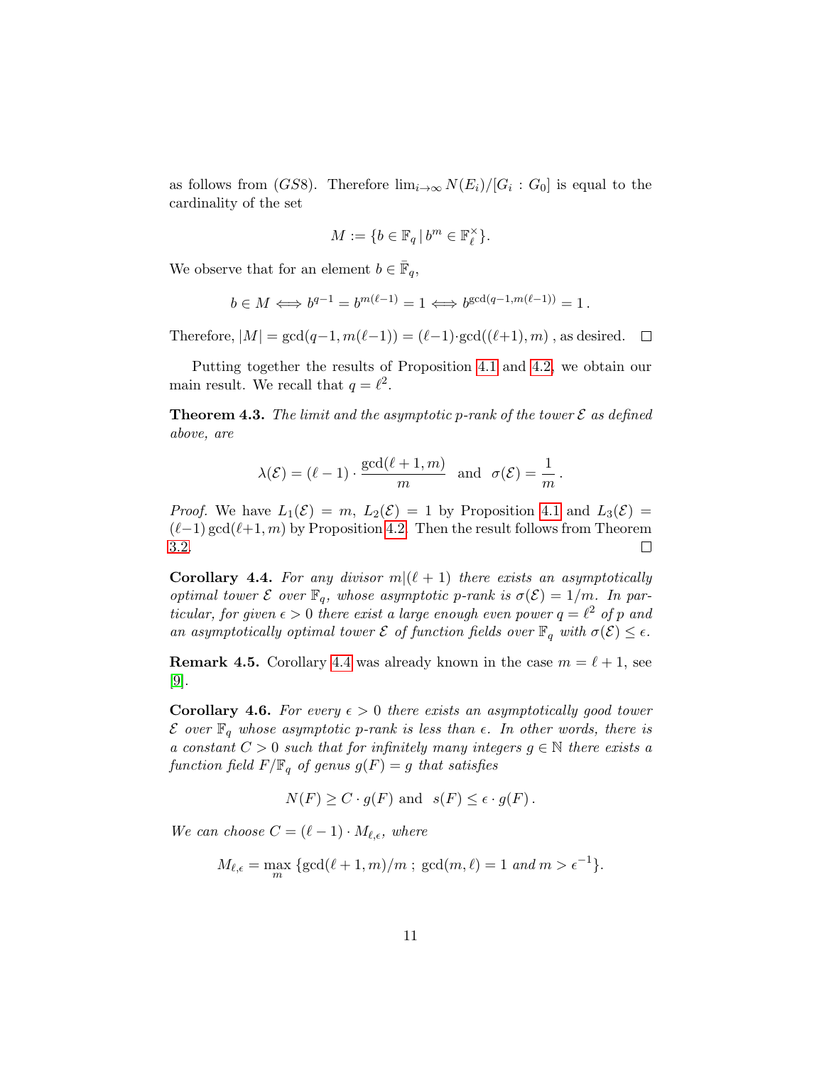as follows from $(GS8)$. Therefore $\lim_{i\to\infty} N(E_i)/[G_i : G_0]$ is equal to the cardinality of the set

$$M := \{b \in \mathbb{F}_q \,|\, b^m \in \mathbb{F}_\ell^\times\}.$$

We observe that for an element $b \in \bar{\mathbb{F}}_q$,

$$b \in M \iff b^{q-1} = b^{m(\ell-1)} = 1 \iff b^{\gcd(q-1,m(\ell-1))} = 1\,.$$

Therefore, $|M| = \gcd(q-1, m(\ell-1)) = (\ell-1)\cdot\gcd((\ell+1), m)$ , as desired. □

Putting together the results of Proposition 4.1 and 4.2, we obtain our main result. We recall that $q = \ell^2$.

**Theorem 4.3.** *The limit and the asymptotic p-rank of the tower $\mathcal{E}$ as defined above, are*

$$\lambda(\mathcal{E}) = (\ell-1)\cdot\frac{\gcd(\ell+1, m)}{m} \quad \text{and} \quad \sigma(\mathcal{E}) = \frac{1}{m}\,.$$

*Proof.* We have $L_1(\mathcal{E}) = m$, $L_2(\mathcal{E}) = 1$ by Proposition 4.1 and $L_3(\mathcal{E}) = (\ell-1)\gcd(\ell+1, m)$ by Proposition 4.2. Then the result follows from Theorem 3.2. □

**Corollary 4.4.** *For any divisor $m|(\ell+1)$ there exists an asymptotically optimal tower $\mathcal{E}$ over $\mathbb{F}_q$, whose asymptotic p-rank is $\sigma(\mathcal{E}) = 1/m$. In particular, for given $\epsilon > 0$ there exist a large enough even power $q = \ell^2$ of p and an asymptotically optimal tower $\mathcal{E}$ of function fields over $\mathbb{F}_q$ with $\sigma(\mathcal{E}) \le \epsilon$.*

**Remark 4.5.** Corollary 4.4 was already known in the case $m = \ell+1$, see [9].

**Corollary 4.6.** *For every $\epsilon > 0$ there exists an asymptotically good tower $\mathcal{E}$ over $\mathbb{F}_q$ whose asymptotic p-rank is less than $\epsilon$. In other words, there is a constant $C > 0$ such that for infinitely many integers $g \in \mathbb{N}$ there exists a function field $F/\mathbb{F}_q$ of genus $g(F) = g$ that satisfies*

$$N(F) \ge C\cdot g(F) \text{ and } \ s(F) \le \epsilon\cdot g(F)\,.$$

*We can choose $C = (\ell-1)\cdot M_{\ell,\epsilon}$, where*

$$M_{\ell,\epsilon} = \max_m \{\gcd(\ell+1, m)/m\,;\ \gcd(m,\ell) = 1 \text{ and } m > \epsilon^{-1}\}.$$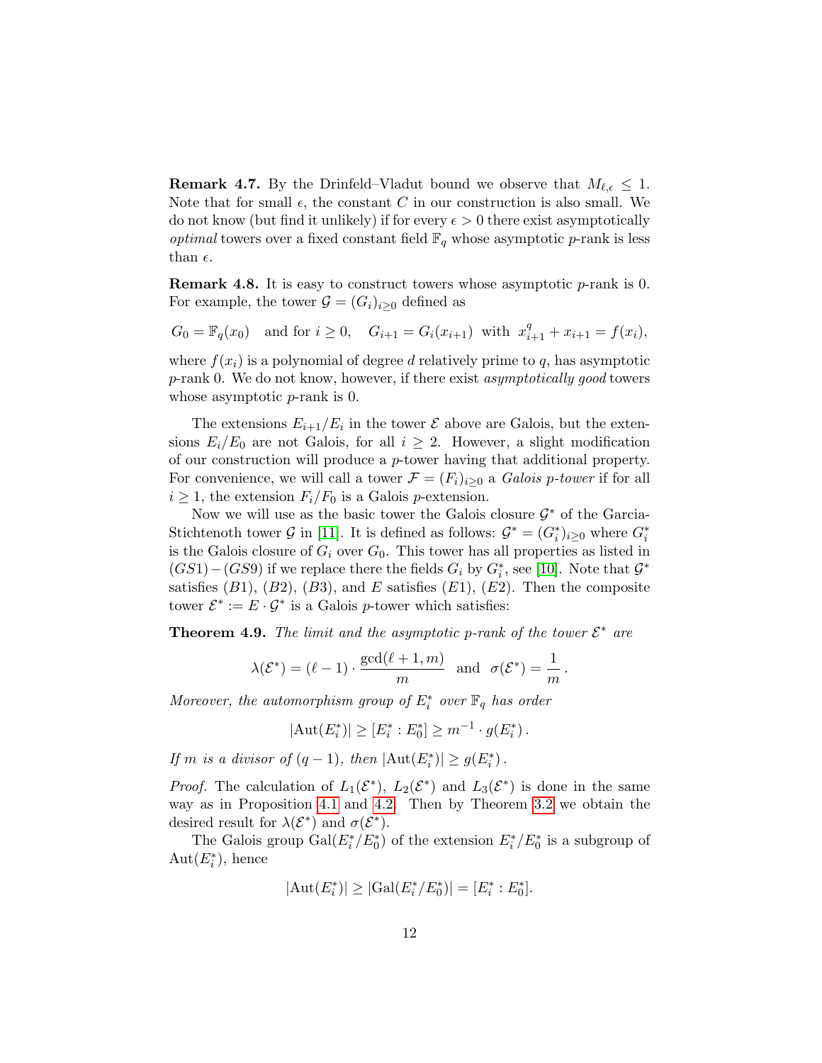**Remark 4.7.** By the Drinfeld–Vladut bound we observe that $M_{\ell,\epsilon} \leq 1$. Note that for small $\epsilon$, the constant $C$ in our construction is also small. We do not know (but find it unlikely) if for every $\epsilon > 0$ there exist asymptotically *optimal* towers over a fixed constant field $\mathbb{F}_q$ whose asymptotic $p$-rank is less than $\epsilon$.

**Remark 4.8.** It is easy to construct towers whose asymptotic $p$-rank is 0. For example, the tower $\mathcal{G} = (G_i)_{i\geq 0}$ defined as

$$G_0 = \mathbb{F}_q(x_0) \quad \text{and for } i \geq 0, \quad G_{i+1} = G_i(x_{i+1}) \text{ with } x_{i+1}^q + x_{i+1} = f(x_i),$$

where $f(x_i)$ is a polynomial of degree $d$ relatively prime to $q$, has asymptotic $p$-rank 0. We do not know, however, if there exist *asymptotically good* towers whose asymptotic $p$-rank is 0.

The extensions $E_{i+1}/E_i$ in the tower $\mathcal{E}$ above are Galois, but the extensions $E_i/E_0$ are not Galois, for all $i \geq 2$. However, a slight modification of our construction will produce a $p$-tower having that additional property. For convenience, we will call a tower $\mathcal{F} = (F_i)_{i\geq 0}$ a *Galois $p$-tower* if for all $i \geq 1$, the extension $F_i/F_0$ is a Galois $p$-extension.

Now we will use as the basic tower the Galois closure $\mathcal{G}^*$ of the Garcia-Stichtenoth tower $\mathcal{G}$ in [11]. It is defined as follows: $\mathcal{G}^* = (G_i^*)_{i\geq 0}$ where $G_i^*$ is the Galois closure of $G_i$ over $G_0$. This tower has all properties as listed in $(GS1)-(GS9)$ if we replace there the fields $G_i$ by $G_i^*$, see [10]. Note that $\mathcal{G}^*$ satisfies $(B1)$, $(B2)$, $(B3)$, and $E$ satisfies $(E1)$, $(E2)$. Then the composite tower $\mathcal{E}^* := E \cdot \mathcal{G}^*$ is a Galois $p$-tower which satisfies:

**Theorem 4.9.** *The limit and the asymptotic $p$-rank of the tower $\mathcal{E}^*$ are*

$$\lambda(\mathcal{E}^*) = (\ell - 1) \cdot \frac{\gcd(\ell+1, m)}{m} \quad \text{and} \quad \sigma(\mathcal{E}^*) = \frac{1}{m}.$$

*Moreover, the automorphism group of $E_i^*$ over $\mathbb{F}_q$ has order*

$$|\mathrm{Aut}(E_i^*)| \geq [E_i^* : E_0^*] \geq m^{-1} \cdot g(E_i^*).$$

*If $m$ is a divisor of $(q-1)$, then $|\mathrm{Aut}(E_i^*)| \geq g(E_i^*)$.*

*Proof.* The calculation of $L_1(\mathcal{E}^*)$, $L_2(\mathcal{E}^*)$ and $L_3(\mathcal{E}^*)$ is done in the same way as in Proposition 4.1 and 4.2. Then by Theorem 3.2 we obtain the desired result for $\lambda(\mathcal{E}^*)$ and $\sigma(\mathcal{E}^*)$.

The Galois group $\mathrm{Gal}(E_i^*/E_0^*)$ of the extension $E_i^*/E_0^*$ is a subgroup of $\mathrm{Aut}(E_i^*)$, hence

$$|\mathrm{Aut}(E_i^*)| \geq |\mathrm{Gal}(E_i^*/E_0^*)| = [E_i^* : E_0^*].$$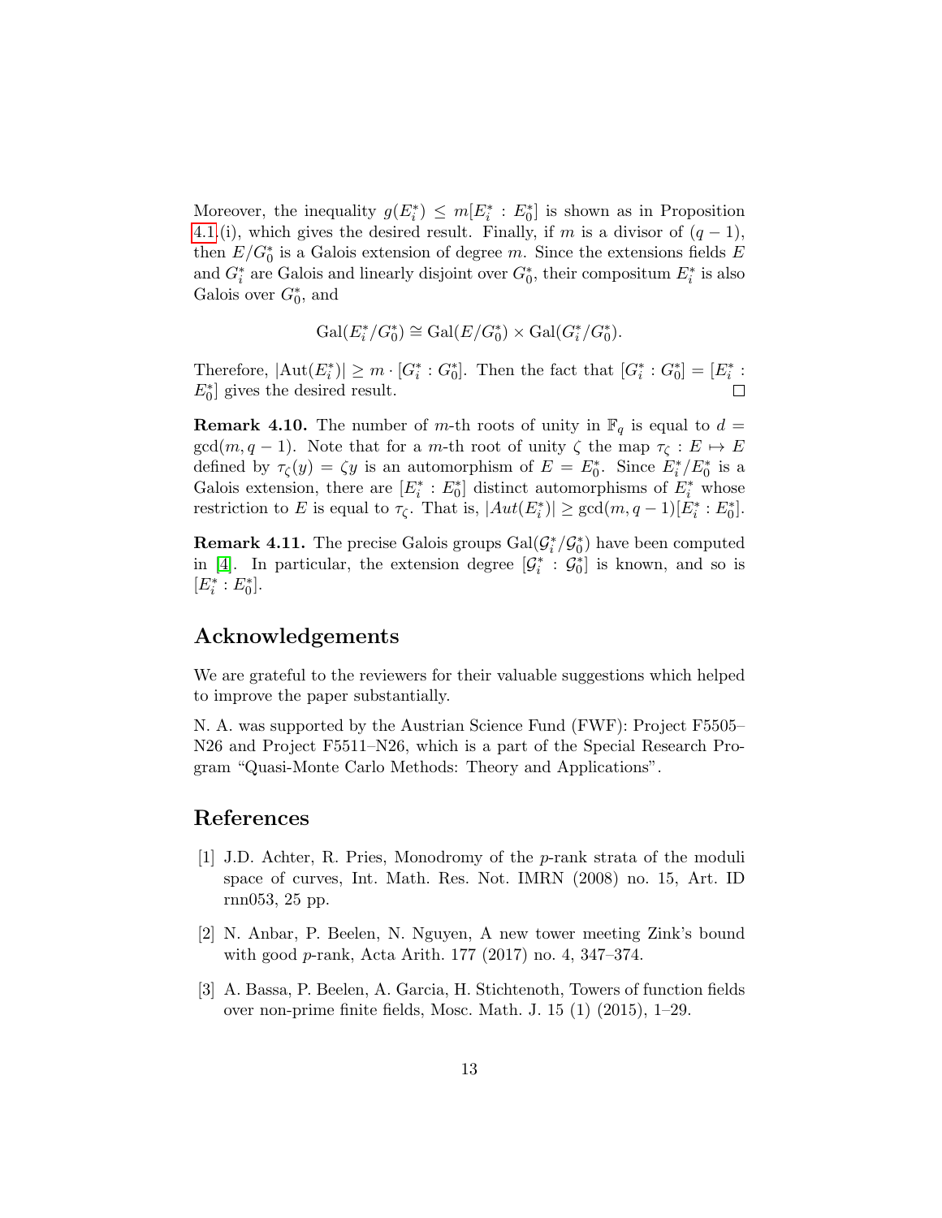Moreover, the inequality $g(E_i^*) \leq m[E_i^* : E_0^*]$ is shown as in Proposition 4.1.(i), which gives the desired result. Finally, if $m$ is a divisor of $(q-1)$, then $E/G_0^*$ is a Galois extension of degree $m$. Since the extensions fields $E$ and $G_i^*$ are Galois and linearly disjoint over $G_0^*$, their compositum $E_i^*$ is also Galois over $G_0^*$, and

$$\mathrm{Gal}(E_i^*/G_0^*) \cong \mathrm{Gal}(E/G_0^*) \times \mathrm{Gal}(G_i^*/G_0^*).$$

Therefore, $|\mathrm{Aut}(E_i^*)| \geq m \cdot [G_i^* : G_0^*]$. Then the fact that $[G_i^* : G_0^*] = [E_i^* : E_0^*]$ gives the desired result. □

**Remark 4.10.** The number of $m$-th roots of unity in $\mathbb{F}_q$ is equal to $d = \gcd(m, q-1)$. Note that for a $m$-th root of unity $\zeta$ the map $\tau_\zeta : E \mapsto E$ defined by $\tau_\zeta(y) = \zeta y$ is an automorphism of $E = E_0^*$. Since $E_i^*/E_0^*$ is a Galois extension, there are $[E_i^* : E_0^*]$ distinct automorphisms of $E_i^*$ whose restriction to $E$ is equal to $\tau_\zeta$. That is, $|Aut(E_i^*)| \geq \gcd(m, q-1)[E_i^* : E_0^*]$.

**Remark 4.11.** The precise Galois groups $\mathrm{Gal}(\mathcal{G}_i^*/\mathcal{G}_0^*)$ have been computed in [4]. In particular, the extension degree $[\mathcal{G}_i^* : \mathcal{G}_0^*]$ is known, and so is $[E_i^* : E_0^*]$.

## Acknowledgements

We are grateful to the reviewers for their valuable suggestions which helped to improve the paper substantially.

N. A. was supported by the Austrian Science Fund (FWF): Project F5505–N26 and Project F5511–N26, which is a part of the Special Research Program "Quasi-Monte Carlo Methods: Theory and Applications".

## References

[1] J.D. Achter, R. Pries, Monodromy of the $p$-rank strata of the moduli space of curves, Int. Math. Res. Not. IMRN (2008) no. 15, Art. ID rnn053, 25 pp.

[2] N. Anbar, P. Beelen, N. Nguyen, A new tower meeting Zink's bound with good $p$-rank, Acta Arith. 177 (2017) no. 4, 347–374.

[3] A. Bassa, P. Beelen, A. Garcia, H. Stichtenoth, Towers of function fields over non-prime finite fields, Mosc. Math. J. 15 (1) (2015), 1–29.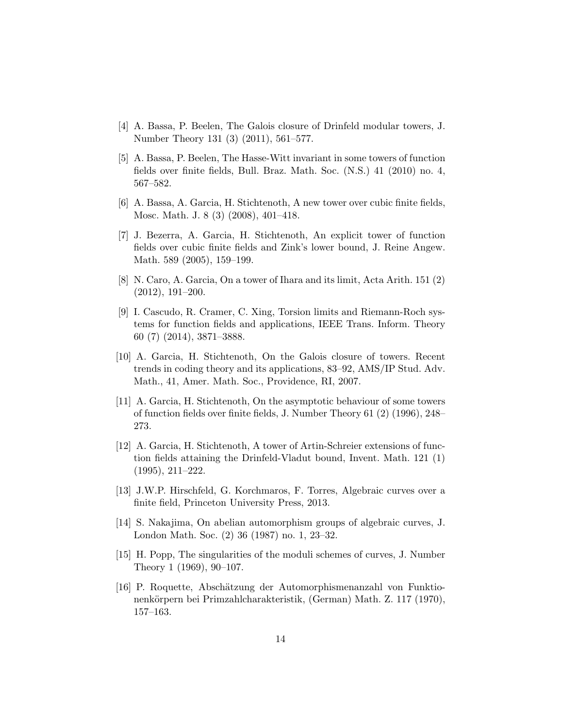[4] A. Bassa, P. Beelen, The Galois closure of Drinfeld modular towers, J. Number Theory 131 (3) (2011), 561–577.

[5] A. Bassa, P. Beelen, The Hasse-Witt invariant in some towers of function fields over finite fields, Bull. Braz. Math. Soc. (N.S.) 41 (2010) no. 4, 567–582.

[6] A. Bassa, A. Garcia, H. Stichtenoth, A new tower over cubic finite fields, Mosc. Math. J. 8 (3) (2008), 401–418.

[7] J. Bezerra, A. Garcia, H. Stichtenoth, An explicit tower of function fields over cubic finite fields and Zink's lower bound, J. Reine Angew. Math. 589 (2005), 159–199.

[8] N. Caro, A. Garcia, On a tower of Ihara and its limit, Acta Arith. 151 (2) (2012), 191–200.

[9] I. Cascudo, R. Cramer, C. Xing, Torsion limits and Riemann-Roch systems for function fields and applications, IEEE Trans. Inform. Theory 60 (7) (2014), 3871–3888.

[10] A. Garcia, H. Stichtenoth, On the Galois closure of towers. Recent trends in coding theory and its applications, 83–92, AMS/IP Stud. Adv. Math., 41, Amer. Math. Soc., Providence, RI, 2007.

[11] A. Garcia, H. Stichtenoth, On the asymptotic behaviour of some towers of function fields over finite fields, J. Number Theory 61 (2) (1996), 248–273.

[12] A. Garcia, H. Stichtenoth, A tower of Artin-Schreier extensions of function fields attaining the Drinfeld-Vladut bound, Invent. Math. 121 (1) (1995), 211–222.

[13] J.W.P. Hirschfeld, G. Korchmaros, F. Torres, Algebraic curves over a finite field, Princeton University Press, 2013.

[14] S. Nakajima, On abelian automorphism groups of algebraic curves, J. London Math. Soc. (2) 36 (1987) no. 1, 23–32.

[15] H. Popp, The singularities of the moduli schemes of curves, J. Number Theory 1 (1969), 90–107.

[16] P. Roquette, Abschätzung der Automorphismenanzahl von Funktionenkörpern bei Primzahlcharakteristik, (German) Math. Z. 117 (1970), 157–163.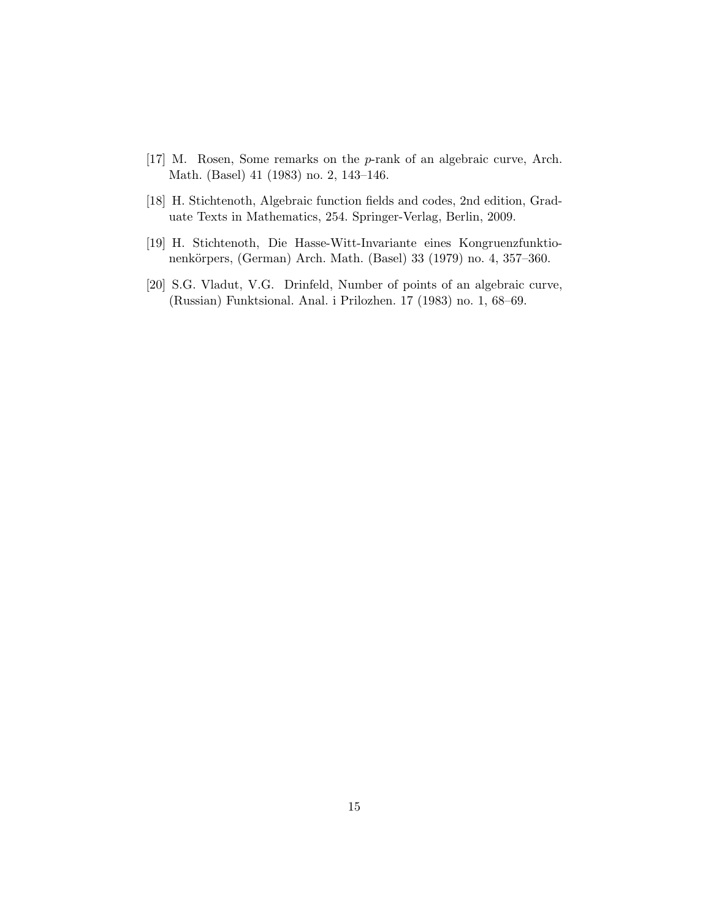[17] M. Rosen, Some remarks on the $p$-rank of an algebraic curve, Arch. Math. (Basel) 41 (1983) no. 2, 143–146.

[18] H. Stichtenoth, Algebraic function fields and codes, 2nd edition, Graduate Texts in Mathematics, 254. Springer-Verlag, Berlin, 2009.

[19] H. Stichtenoth, Die Hasse-Witt-Invariante eines Kongruenzfunktionenkörpers, (German) Arch. Math. (Basel) 33 (1979) no. 4, 357–360.

[20] S.G. Vladut, V.G. Drinfeld, Number of points of an algebraic curve, (Russian) Funktsional. Anal. i Prilozhen. 17 (1983) no. 1, 68–69.